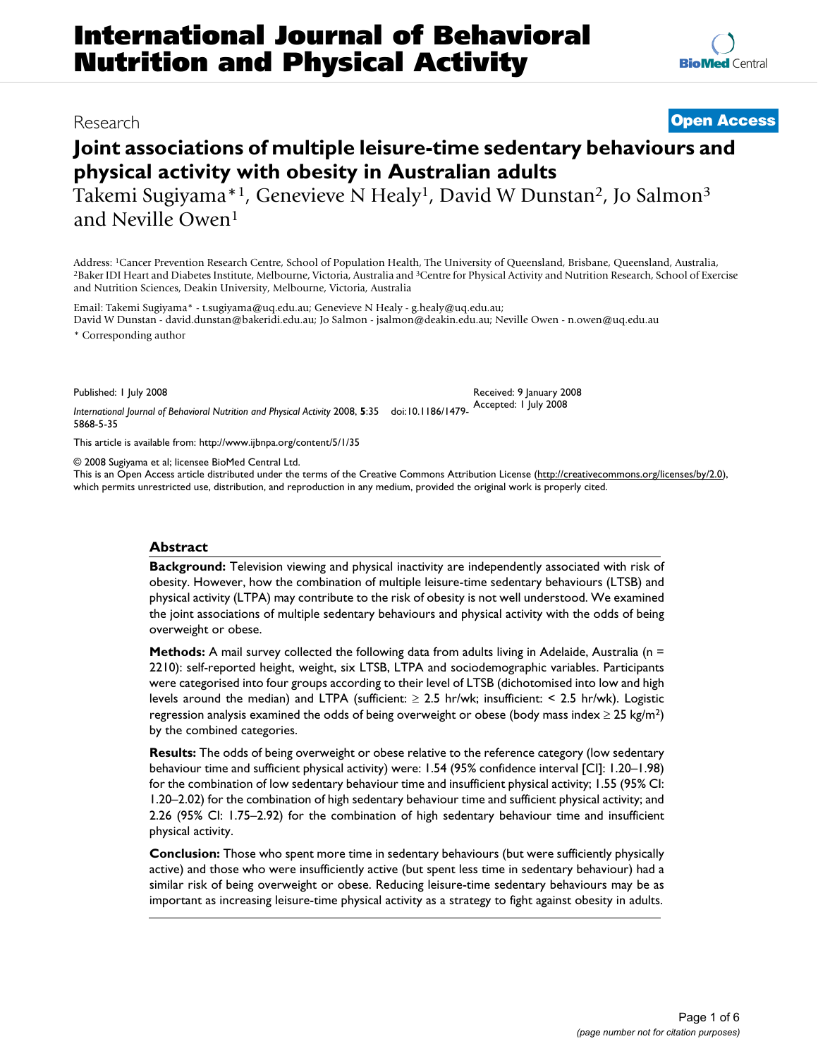# International Journal of Behavioral Nutrition and Physical Activity

Research

**Open Access**

# Joint associations of multiple leisure-time sedentary behaviours and physical activity with obesity in Australian adults

Takemi Sugiyama*[1], Genevieve N Healy[1], David W Dunstan[2], Jo Salmon[3] and Neville Owen[1]

Address: [1]Cancer Prevention Research Centre, School of Population Health, The University of Queensland, Brisbane, Queensland, Australia, [2]Baker IDI Heart and Diabetes Institute, Melbourne, Victoria, Australia and [3]Centre for Physical Activity and Nutrition Research, School of Exercise and Nutrition Sciences, Deakin University, Melbourne, Victoria, Australia

Email: Takemi Sugiyama* - t.sugiyama@uq.edu.au; Genevieve N Healy - g.healy@uq.edu.au; David W Dunstan - david.dunstan@bakeridi.edu.au; Jo Salmon - jsalmon@deakin.edu.au; Neville Owen - n.owen@uq.edu.au

\* Corresponding author

Published: 1 July 2008

Received: 9 January 2008
Accepted: 1 July 2008

*International Journal of Behavioral Nutrition and Physical Activity* 2008, **5**:35 doi:10.1186/1479-5868-5-35

This article is available from: http://www.ijbnpa.org/content/5/1/35

© 2008 Sugiyama et al; licensee BioMed Central Ltd.
This is an Open Access article distributed under the terms of the Creative Commons Attribution License (http://creativecommons.org/licenses/by/2.0), which permits unrestricted use, distribution, and reproduction in any medium, provided the original work is properly cited.

## Abstract

**Background:** Television viewing and physical inactivity are independently associated with risk of obesity. However, how the combination of multiple leisure-time sedentary behaviours (LTSB) and physical activity (LTPA) may contribute to the risk of obesity is not well understood. We examined the joint associations of multiple sedentary behaviours and physical activity with the odds of being overweight or obese.

**Methods:** A mail survey collected the following data from adults living in Adelaide, Australia (n = 2210): self-reported height, weight, six LTSB, LTPA and sociodemographic variables. Participants were categorised into four groups according to their level of LTSB (dichotomised into low and high levels around the median) and LTPA (sufficient: ≥ 2.5 hr/wk; insufficient: < 2.5 hr/wk). Logistic regression analysis examined the odds of being overweight or obese (body mass index ≥ 25 kg/m$^2$) by the combined categories.

**Results:** The odds of being overweight or obese relative to the reference category (low sedentary behaviour time and sufficient physical activity) were: 1.54 (95% confidence interval [CI]: 1.20–1.98) for the combination of low sedentary behaviour time and insufficient physical activity; 1.55 (95% CI: 1.20–2.02) for the combination of high sedentary behaviour time and sufficient physical activity; and 2.26 (95% CI: 1.75–2.92) for the combination of high sedentary behaviour time and insufficient physical activity.

**Conclusion:** Those who spent more time in sedentary behaviours (but were sufficiently physically active) and those who were insufficiently active (but spent less time in sedentary behaviour) had a similar risk of being overweight or obese. Reducing leisure-time sedentary behaviours may be as important as increasing leisure-time physical activity as a strategy to fight against obesity in adults.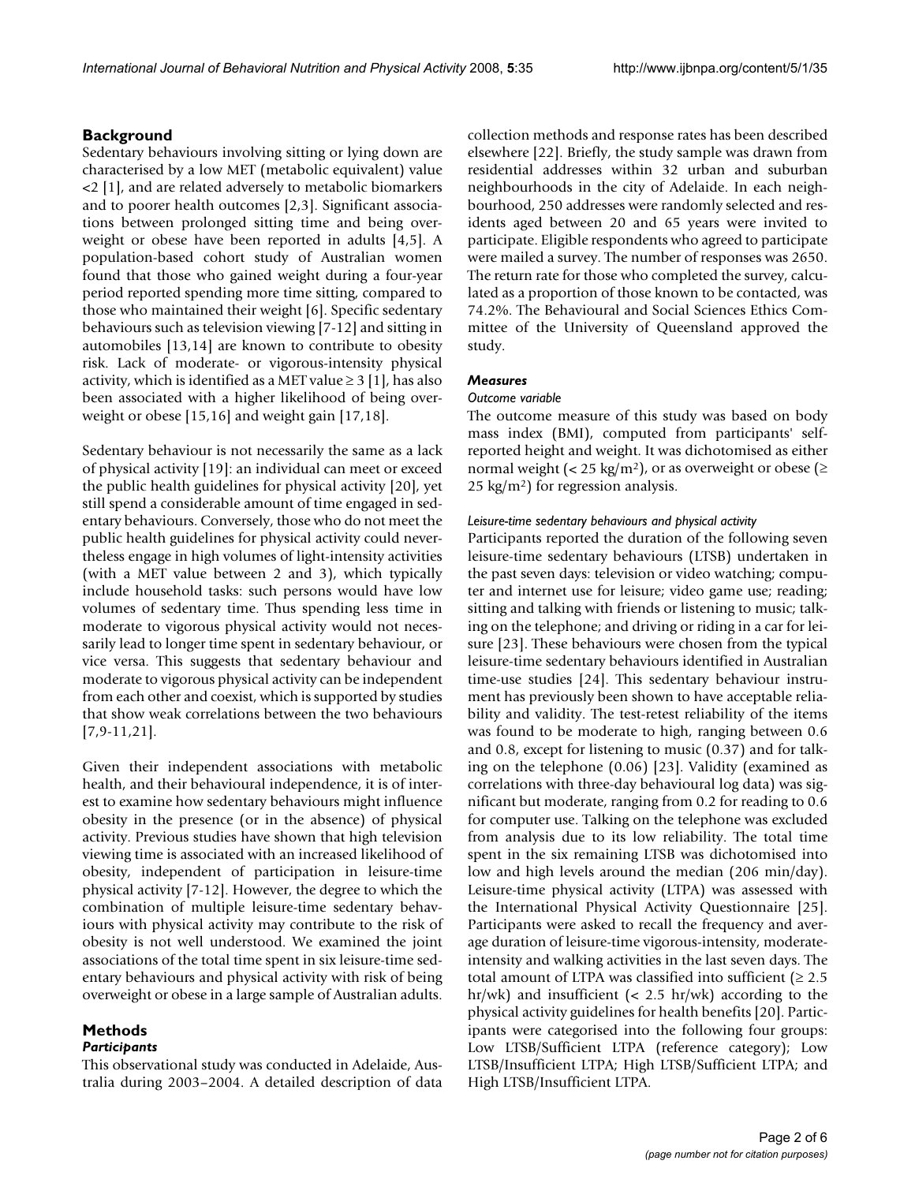## Background

Sedentary behaviours involving sitting or lying down are characterised by a low MET (metabolic equivalent) value <2 [1], and are related adversely to metabolic biomarkers and to poorer health outcomes [2,3]. Significant associations between prolonged sitting time and being overweight or obese have been reported in adults [4,5]. A population-based cohort study of Australian women found that those who gained weight during a four-year period reported spending more time sitting, compared to those who maintained their weight [6]. Specific sedentary behaviours such as television viewing [7-12] and sitting in automobiles [13,14] are known to contribute to obesity risk. Lack of moderate- or vigorous-intensity physical activity, which is identified as a MET value ≥ 3 [1], has also been associated with a higher likelihood of being overweight or obese [15,16] and weight gain [17,18].

Sedentary behaviour is not necessarily the same as a lack of physical activity [19]: an individual can meet or exceed the public health guidelines for physical activity [20], yet still spend a considerable amount of time engaged in sedentary behaviours. Conversely, those who do not meet the public health guidelines for physical activity could nevertheless engage in high volumes of light-intensity activities (with a MET value between 2 and 3), which typically include household tasks: such persons would have low volumes of sedentary time. Thus spending less time in moderate to vigorous physical activity would not necessarily lead to longer time spent in sedentary behaviour, or vice versa. This suggests that sedentary behaviour and moderate to vigorous physical activity can be independent from each other and coexist, which is supported by studies that show weak correlations between the two behaviours [7,9-11,21].

Given their independent associations with metabolic health, and their behavioural independence, it is of interest to examine how sedentary behaviours might influence obesity in the presence (or in the absence) of physical activity. Previous studies have shown that high television viewing time is associated with an increased likelihood of obesity, independent of participation in leisure-time physical activity [7-12]. However, the degree to which the combination of multiple leisure-time sedentary behaviours with physical activity may contribute to the risk of obesity is not well understood. We examined the joint associations of the total time spent in six leisure-time sedentary behaviours and physical activity with risk of being overweight or obese in a large sample of Australian adults.

## Methods

### *Participants*

This observational study was conducted in Adelaide, Australia during 2003–2004. A detailed description of data collection methods and response rates has been described elsewhere [22]. Briefly, the study sample was drawn from residential addresses within 32 urban and suburban neighbourhoods in the city of Adelaide. In each neighbourhood, 250 addresses were randomly selected and residents aged between 20 and 65 years were invited to participate. Eligible respondents who agreed to participate were mailed a survey. The number of responses was 2650. The return rate for those who completed the survey, calculated as a proportion of those known to be contacted, was 74.2%. The Behavioural and Social Sciences Ethics Committee of the University of Queensland approved the study.

### *Measures*

#### *Outcome variable*

The outcome measure of this study was based on body mass index (BMI), computed from participants' self-reported height and weight. It was dichotomised as either normal weight (< 25 kg/m$^2$), or as overweight or obese (≥ 25 kg/m$^2$) for regression analysis.

#### *Leisure-time sedentary behaviours and physical activity*

Participants reported the duration of the following seven leisure-time sedentary behaviours (LTSB) undertaken in the past seven days: television or video watching; computer and internet use for leisure; video game use; reading; sitting and talking with friends or listening to music; talking on the telephone; and driving or riding in a car for leisure [23]. These behaviours were chosen from the typical leisure-time sedentary behaviours identified in Australian time-use studies [24]. This sedentary behaviour instrument has previously been shown to have acceptable reliability and validity. The test-retest reliability of the items was found to be moderate to high, ranging between 0.6 and 0.8, except for listening to music (0.37) and for talking on the telephone (0.06) [23]. Validity (examined as correlations with three-day behavioural log data) was significant but moderate, ranging from 0.2 for reading to 0.6 for computer use. Talking on the telephone was excluded from analysis due to its low reliability. The total time spent in the six remaining LTSB was dichotomised into low and high levels around the median (206 min/day). Leisure-time physical activity (LTPA) was assessed with the International Physical Activity Questionnaire [25]. Participants were asked to recall the frequency and average duration of leisure-time vigorous-intensity, moderate-intensity and walking activities in the last seven days. The total amount of LTPA was classified into sufficient (≥ 2.5 hr/wk) and insufficient (< 2.5 hr/wk) according to the physical activity guidelines for health benefits [20]. Participants were categorised into the following four groups: Low LTSB/Sufficient LTPA (reference category); Low LTSB/Insufficient LTPA; High LTSB/Sufficient LTPA; and High LTSB/Insufficient LTPA.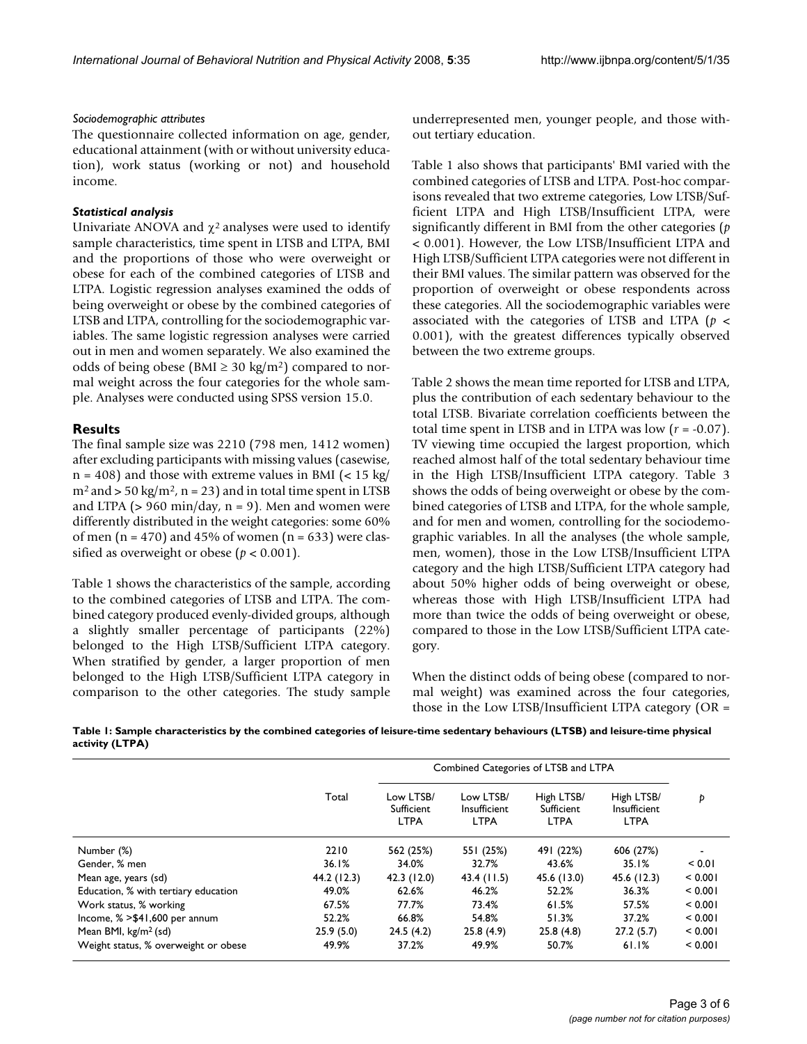*Sociodemographic attributes*

The questionnaire collected information on age, gender, educational attainment (with or without university education), work status (working or not) and household income.

### *Statistical analysis*

Univariate ANOVA and $\chi^2$ analyses were used to identify sample characteristics, time spent in LTSB and LTPA, BMI and the proportions of those who were overweight or obese for each of the combined categories of LTSB and LTPA. Logistic regression analyses examined the odds of being overweight or obese by the combined categories of LTSB and LTPA, controlling for the sociodemographic variables. The same logistic regression analyses were carried out in men and women separately. We also examined the odds of being obese (BMI $\geq$ 30 kg/m$^2$) compared to normal weight across the four categories for the whole sample. Analyses were conducted using SPSS version 15.0.

## Results

The final sample size was 2210 (798 men, 1412 women) after excluding participants with missing values (casewise, n = 408) and those with extreme values in BMI (< 15 kg/m$^2$ and > 50 kg/m$^2$, n = 23) and in total time spent in LTSB and LTPA (> 960 min/day, n = 9). Men and women were differently distributed in the weight categories: some 60% of men (n = 470) and 45% of women (n = 633) were classified as overweight or obese ($p < 0.001$).

Table 1 shows the characteristics of the sample, according to the combined categories of LTSB and LTPA. The combined category produced evenly-divided groups, although a slightly smaller percentage of participants (22%) belonged to the High LTSB/Sufficient LTPA category. When stratified by gender, a larger proportion of men belonged to the High LTSB/Sufficient LTPA category in comparison to the other categories. The study sample underrepresented men, younger people, and those without tertiary education.

Table 1 also shows that participants' BMI varied with the combined categories of LTSB and LTPA. Post-hoc comparisons revealed that two extreme categories, Low LTSB/Sufficient LTPA and High LTSB/Insufficient LTPA, were significantly different in BMI from the other categories ($p < 0.001$). However, the Low LTSB/Insufficient LTPA and High LTSB/Sufficient LTPA categories were not different in their BMI values. The similar pattern was observed for the proportion of overweight or obese respondents across these categories. All the sociodemographic variables were associated with the categories of LTSB and LTPA ($p < 0.001$), with the greatest differences typically observed between the two extreme groups.

Table 2 shows the mean time reported for LTSB and LTPA, plus the contribution of each sedentary behaviour to the total LTSB. Bivariate correlation coefficients between the total time spent in LTSB and in LTPA was low ($r = -0.07$). TV viewing time occupied the largest proportion, which reached almost half of the total sedentary behaviour time in the High LTSB/Insufficient LTPA category. Table 3 shows the odds of being overweight or obese by the combined categories of LTSB and LTPA, for the whole sample, and for men and women, controlling for the sociodemographic variables. In all the analyses (the whole sample, men, women), those in the Low LTSB/Insufficient LTPA category and the high LTSB/Sufficient LTPA category had about 50% higher odds of being overweight or obese, whereas those with High LTSB/Insufficient LTPA had more than twice the odds of being overweight or obese, compared to those in the Low LTSB/Sufficient LTPA category.

When the distinct odds of being obese (compared to normal weight) was examined across the four categories, those in the Low LTSB/Insufficient LTPA category (OR =

**Table 1: Sample characteristics by the combined categories of leisure-time sedentary behaviours (LTSB) and leisure-time physical activity (LTPA)**

| | Total | Combined Categories of LTSB and LTPA | | | | $p$ |
|---|---|---|---|---|---|---|
| | | Low LTSB/ Sufficient LTPA | Low LTSB/ Insufficient LTPA | High LTSB/ Sufficient LTPA | High LTSB/ Insufficient LTPA | |
| Number (%) | 2210 | 562 (25%) | 551 (25%) | 491 (22%) | 606 (27%) | - |
| Gender, % men | 36.1% | 34.0% | 32.7% | 43.6% | 35.1% | < 0.01 |
| Mean age, years (sd) | 44.2 (12.3) | 42.3 (12.0) | 43.4 (11.5) | 45.6 (13.0) | 45.6 (12.3) | < 0.001 |
| Education, % with tertiary education | 49.0% | 62.6% | 46.2% | 52.2% | 36.3% | < 0.001 |
| Work status, % working | 67.5% | 77.7% | 73.4% | 61.5% | 57.5% | < 0.001 |
| Income, % >$41,600 per annum | 52.2% | 66.8% | 54.8% | 51.3% | 37.2% | < 0.001 |
| Mean BMI, kg/m$^2$ (sd) | 25.9 (5.0) | 24.5 (4.2) | 25.8 (4.9) | 25.8 (4.8) | 27.2 (5.7) | < 0.001 |
| Weight status, % overweight or obese | 49.9% | 37.2% | 49.9% | 50.7% | 61.1% | < 0.001 |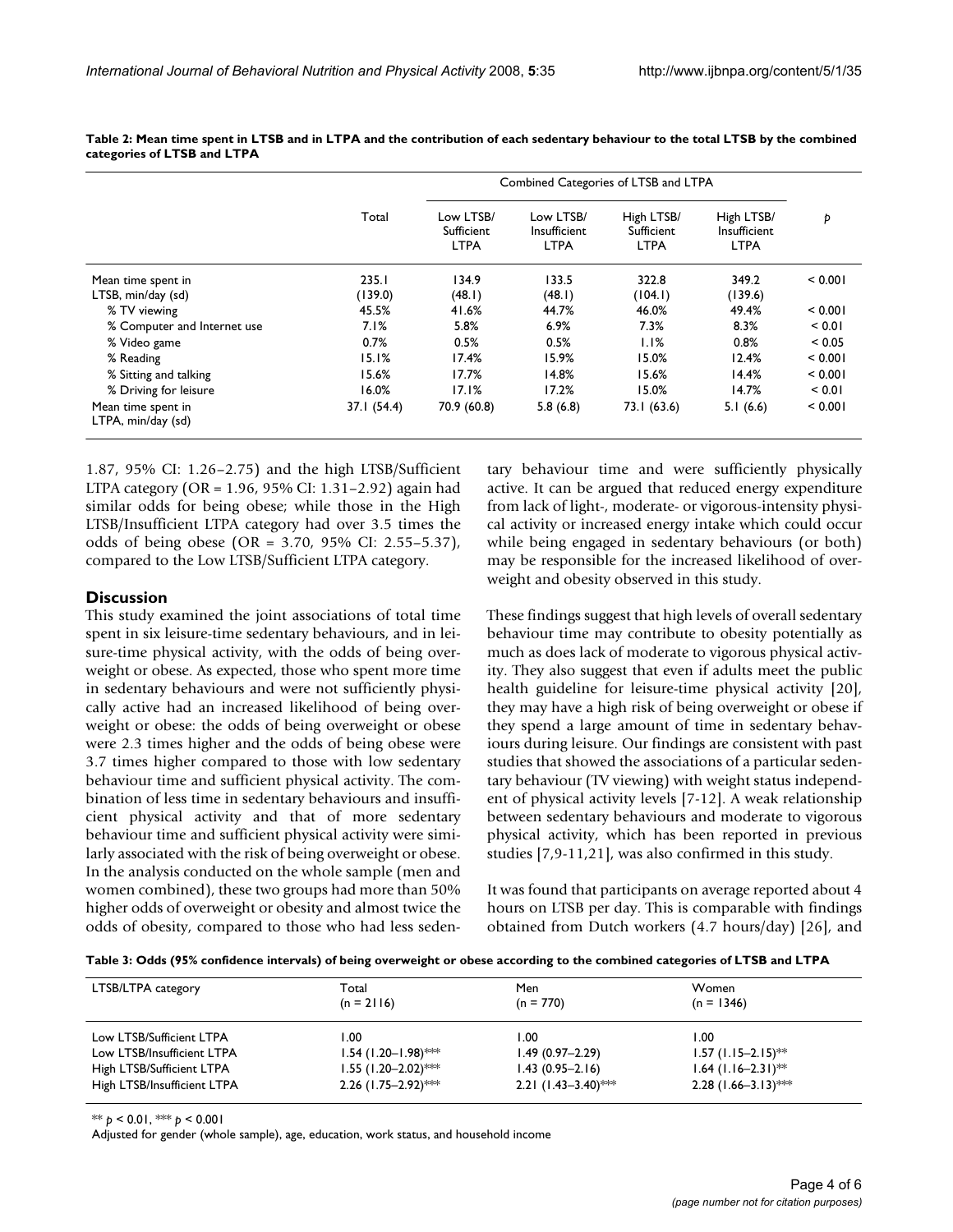**Table 2: Mean time spent in LTSB and in LTPA and the contribution of each sedentary behaviour to the total LTSB by the combined categories of LTSB and LTPA**

| | Total | Combined Categories of LTSB and LTPA | | | | *p* |
|---|---|---|---|---|---|---|
| | | Low LTSB/ Sufficient LTPA | Low LTSB/ Insufficient LTPA | High LTSB/ Sufficient LTPA | High LTSB/ Insufficient LTPA | |
| Mean time spent in LTSB, min/day (sd) | 235.1 (139.0) | 134.9 (48.1) | 133.5 (48.1) | 322.8 (104.1) | 349.2 (139.6) | < 0.001 |
| % TV viewing | 45.5% | 41.6% | 44.7% | 46.0% | 49.4% | < 0.001 |
| % Computer and Internet use | 7.1% | 5.8% | 6.9% | 7.3% | 8.3% | < 0.01 |
| % Video game | 0.7% | 0.5% | 0.5% | 1.1% | 0.8% | < 0.05 |
| % Reading | 15.1% | 17.4% | 15.9% | 15.0% | 12.4% | < 0.001 |
| % Sitting and talking | 15.6% | 17.7% | 14.8% | 15.6% | 14.4% | < 0.001 |
| % Driving for leisure | 16.0% | 17.1% | 17.2% | 15.0% | 14.7% | < 0.01 |
| Mean time spent in LTPA, min/day (sd) | 37.1 (54.4) | 70.9 (60.8) | 5.8 (6.8) | 73.1 (63.6) | 5.1 (6.6) | < 0.001 |

1.87, 95% CI: 1.26–2.75) and the high LTSB/Sufficient LTPA category (OR = 1.96, 95% CI: 1.31–2.92) again had similar odds for being obese; while those in the High LTSB/Insufficient LTPA category had over 3.5 times the odds of being obese (OR = 3.70, 95% CI: 2.55–5.37), compared to the Low LTSB/Sufficient LTPA category.

## Discussion

This study examined the joint associations of total time spent in six leisure-time sedentary behaviours, and in leisure-time physical activity, with the odds of being overweight or obese. As expected, those who spent more time in sedentary behaviours and were not sufficiently physically active had an increased likelihood of being overweight or obese: the odds of being overweight or obese were 2.3 times higher and the odds of being obese were 3.7 times higher compared to those with low sedentary behaviour time and sufficient physical activity. The combination of less time in sedentary behaviours and insufficient physical activity and that of more sedentary behaviour time and sufficient physical activity were similarly associated with the risk of being overweight or obese. In the analysis conducted on the whole sample (men and women combined), these two groups had more than 50% higher odds of overweight or obesity and almost twice the odds of obesity, compared to those who had less sedentary behaviour time and were sufficiently physically active. It can be argued that reduced energy expenditure from lack of light-, moderate- or vigorous-intensity physical activity or increased energy intake which could occur while being engaged in sedentary behaviours (or both) may be responsible for the increased likelihood of overweight and obesity observed in this study.

These findings suggest that high levels of overall sedentary behaviour time may contribute to obesity potentially as much as does lack of moderate to vigorous physical activity. They also suggest that even if adults meet the public health guideline for leisure-time physical activity [20], they may have a high risk of being overweight or obese if they spend a large amount of time in sedentary behaviours during leisure. Our findings are consistent with past studies that showed the associations of a particular sedentary behaviour (TV viewing) with weight status independent of physical activity levels [7-12]. A weak relationship between sedentary behaviours and moderate to vigorous physical activity, which has been reported in previous studies [7,9-11,21], was also confirmed in this study.

It was found that participants on average reported about 4 hours on LTSB per day. This is comparable with findings obtained from Dutch workers (4.7 hours/day) [26], and

**Table 3: Odds (95% confidence intervals) of being overweight or obese according to the combined categories of LTSB and LTPA**

| LTSB/LTPA category | Total (n = 2116) | Men (n = 770) | Women (n = 1346) |
|---|---|---|---|
| Low LTSB/Sufficient LTPA | 1.00 | 1.00 | 1.00 |
| Low LTSB/Insufficient LTPA | 1.54 (1.20–1.98)*** | 1.49 (0.97–2.29) | 1.57 (1.15–2.15)** |
| High LTSB/Sufficient LTPA | 1.55 (1.20–2.02)*** | 1.43 (0.95–2.16) | 1.64 (1.16–2.31)** |
| High LTSB/Insufficient LTPA | 2.26 (1.75–2.92)*** | 2.21 (1.43–3.40)*** | 2.28 (1.66–3.13)*** |

** $p < 0.01$, *** $p < 0.001$

Adjusted for gender (whole sample), age, education, work status, and household income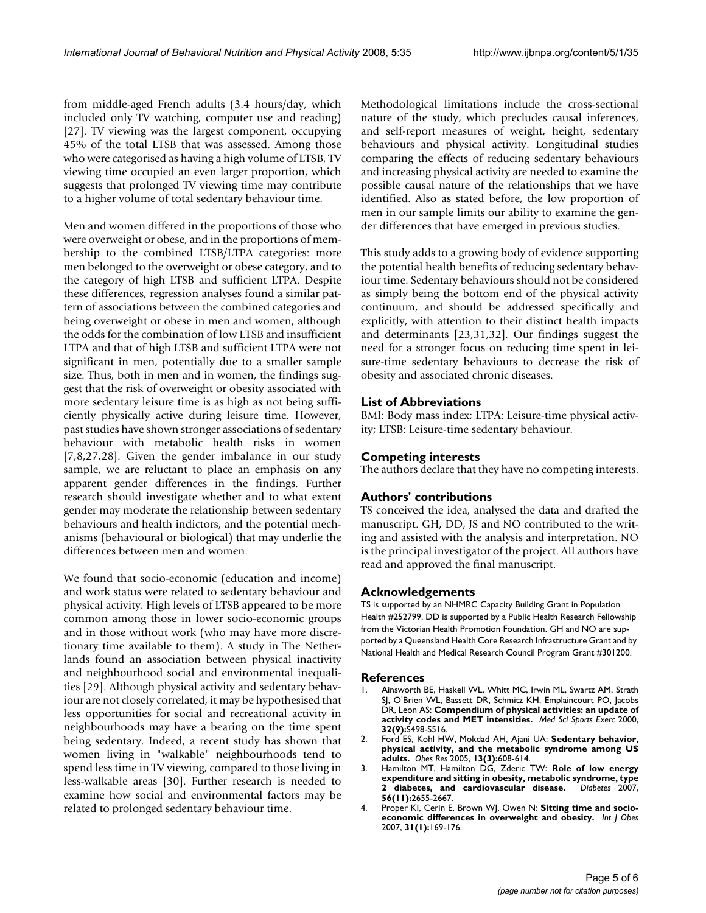from middle-aged French adults (3.4 hours/day, which included only TV watching, computer use and reading) [27]. TV viewing was the largest component, occupying 45% of the total LTSB that was assessed. Among those who were categorised as having a high volume of LTSB, TV viewing time occupied an even larger proportion, which suggests that prolonged TV viewing time may contribute to a higher volume of total sedentary behaviour time.

Men and women differed in the proportions of those who were overweight or obese, and in the proportions of membership to the combined LTSB/LTPA categories: more men belonged to the overweight or obese category, and to the category of high LTSB and sufficient LTPA. Despite these differences, regression analyses found a similar pattern of associations between the combined categories and being overweight or obese in men and women, although the odds for the combination of low LTSB and insufficient LTPA and that of high LTSB and sufficient LTPA were not significant in men, potentially due to a smaller sample size. Thus, both in men and in women, the findings suggest that the risk of overweight or obesity associated with more sedentary leisure time is as high as not being sufficiently physically active during leisure time. However, past studies have shown stronger associations of sedentary behaviour with metabolic health risks in women [7,8,27,28]. Given the gender imbalance in our study sample, we are reluctant to place an emphasis on any apparent gender differences in the findings. Further research should investigate whether and to what extent gender may moderate the relationship between sedentary behaviours and health indictors, and the potential mechanisms (behavioural or biological) that may underlie the differences between men and women.

We found that socio-economic (education and income) and work status were related to sedentary behaviour and physical activity. High levels of LTSB appeared to be more common among those in lower socio-economic groups and in those without work (who may have more discretionary time available to them). A study in The Netherlands found an association between physical inactivity and neighbourhood social and environmental inequalities [29]. Although physical activity and sedentary behaviour are not closely correlated, it may be hypothesised that less opportunities for social and recreational activity in neighbourhoods may have a bearing on the time spent being sedentary. Indeed, a recent study has shown that women living in "walkable" neighbourhoods tend to spend less time in TV viewing, compared to those living in less-walkable areas [30]. Further research is needed to examine how social and environmental factors may be related to prolonged sedentary behaviour time.

Methodological limitations include the cross-sectional nature of the study, which precludes causal inferences, and self-report measures of weight, height, sedentary behaviours and physical activity. Longitudinal studies comparing the effects of reducing sedentary behaviours and increasing physical activity are needed to examine the possible causal nature of the relationships that we have identified. Also as stated before, the low proportion of men in our sample limits our ability to examine the gender differences that have emerged in previous studies.

This study adds to a growing body of evidence supporting the potential health benefits of reducing sedentary behaviour time. Sedentary behaviours should not be considered as simply being the bottom end of the physical activity continuum, and should be addressed specifically and explicitly, with attention to their distinct health impacts and determinants [23,31,32]. Our findings suggest the need for a stronger focus on reducing time spent in leisure-time sedentary behaviours to decrease the risk of obesity and associated chronic diseases.

## List of Abbreviations

BMI: Body mass index; LTPA: Leisure-time physical activity; LTSB: Leisure-time sedentary behaviour.

## Competing interests

The authors declare that they have no competing interests.

## Authors' contributions

TS conceived the idea, analysed the data and drafted the manuscript. GH, DD, JS and NO contributed to the writing and assisted with the analysis and interpretation. NO is the principal investigator of the project. All authors have read and approved the final manuscript.

## Acknowledgements

TS is supported by an NHMRC Capacity Building Grant in Population Health #252799. DD is supported by a Public Health Research Fellowship from the Victorian Health Promotion Foundation. GH and NO are supported by a Queensland Health Core Research Infrastructure Grant and by National Health and Medical Research Council Program Grant #301200.

## References

1. Ainsworth BE, Haskell WL, Whitt MC, Irwin ML, Swartz AM, Strath SJ, O'Brien WL, Bassett DR, Schmitz KH, Emplaincourt PO, Jacobs DR, Leon AS: **Compendium of physical activities: an update of activity codes and MET intensities.** *Med Sci Sports Exerc* 2000, **32(9):**S498-S516.
2. Ford ES, Kohl HW, Mokdad AH, Ajani UA: **Sedentary behavior, physical activity, and the metabolic syndrome among US adults.** *Obes Res* 2005, **13(3):**608-614.
3. Hamilton MT, Hamilton DG, Zderic TW: **Role of low energy expenditure and sitting in obesity, metabolic syndrome, type 2 diabetes, and cardiovascular disease.** *Diabetes* 2007, **56(11):**2655-2667.
4. Proper KI, Cerin E, Brown WJ, Owen N: **Sitting time and socio-economic differences in overweight and obesity.** *Int J Obes* 2007, **31(1):**169-176.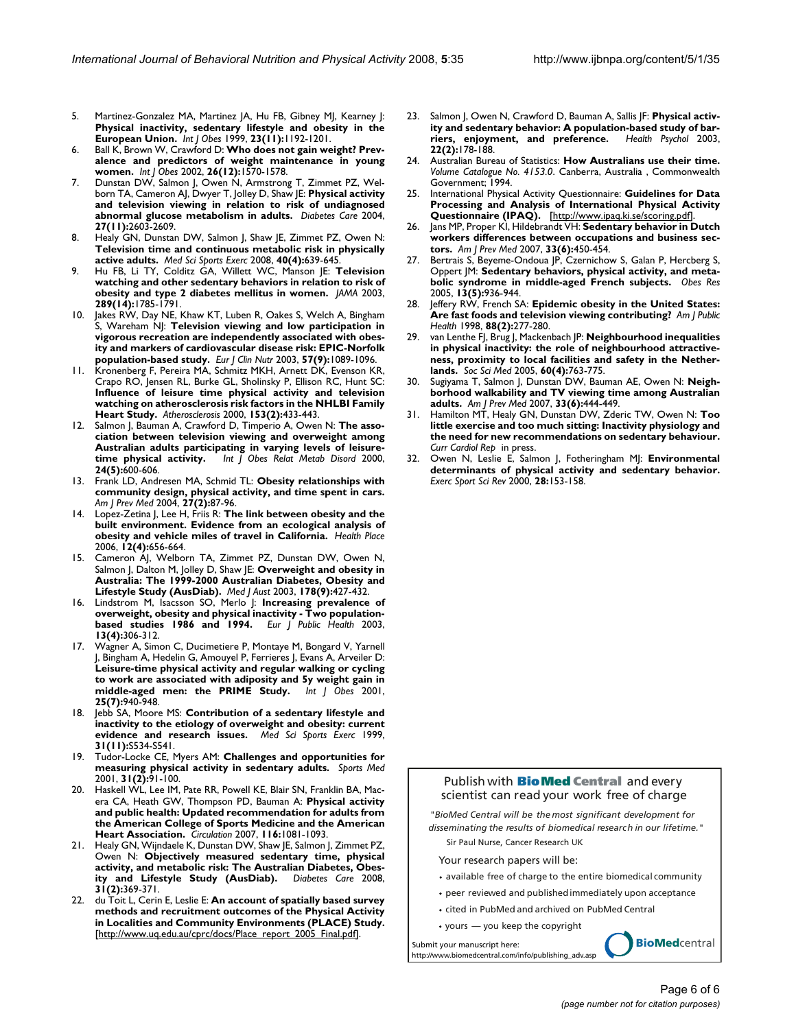5. Martinez-Gonzalez MA, Martinez JA, Hu FB, Gibney MJ, Kearney J: **Physical inactivity, sedentary lifestyle and obesity in the European Union.** *Int J Obes* 1999, **23(11):**1192-1201.
6. Ball K, Brown W, Crawford D: **Who does not gain weight? Prevalence and predictors of weight maintenance in young women.** *Int J Obes* 2002, **26(12):**1570-1578.
7. Dunstan DW, Salmon J, Owen N, Armstrong T, Zimmet PZ, Welborn TA, Cameron AJ, Dwyer T, Jolley D, Shaw JE: **Physical activity and television viewing in relation to risk of undiagnosed abnormal glucose metabolism in adults.** *Diabetes Care* 2004, **27(11):**2603-2609.
8. Healy GN, Dunstan DW, Salmon J, Shaw JE, Zimmet PZ, Owen N: **Television time and continuous metabolic risk in physically active adults.** *Med Sci Sports Exerc* 2008, **40(4):**639-645.
9. Hu FB, Li TY, Colditz GA, Willett WC, Manson JE: **Television watching and other sedentary behaviors in relation to risk of obesity and type 2 diabetes mellitus in women.** *JAMA* 2003, **289(14):**1785-1791.
10. Jakes RW, Day NE, Khaw KT, Luben R, Oakes S, Welch A, Bingham S, Wareham NJ: **Television viewing and low participation in vigorous recreation are independently associated with obesity and markers of cardiovascular disease risk: EPIC-Norfolk population-based study.** *Eur J Clin Nutr* 2003, **57(9):**1089-1096.
11. Kronenberg F, Pereira MA, Schmitz MKH, Arnett DK, Evenson KR, Crapo RO, Jensen RL, Burke GL, Sholinsky P, Ellison RC, Hunt SC: **Influence of leisure time physical activity and television watching on atherosclerosis risk factors in the NHLBI Family Heart Study.** *Atherosclerosis* 2000, **153(2):**433-443.
12. Salmon J, Bauman A, Crawford D, Timperio A, Owen N: **The association between television viewing and overweight among Australian adults participating in varying levels of leisure-time physical activity.** *Int J Obes Relat Metab Disord* 2000, **24(5):**600-606.
13. Frank LD, Andresen MA, Schmid TL: **Obesity relationships with community design, physical activity, and time spent in cars.** *Am J Prev Med* 2004, **27(2):**87-96.
14. Lopez-Zetina J, Lee H, Friis R: **The link between obesity and the built environment. Evidence from an ecological analysis of obesity and vehicle miles of travel in California.** *Health Place* 2006, **12(4):**656-664.
15. Cameron AJ, Welborn TA, Zimmet PZ, Dunstan DW, Owen N, Salmon J, Dalton M, Jolley D, Shaw JE: **Overweight and obesity in Australia: The 1999-2000 Australian Diabetes, Obesity and Lifestyle Study (AusDiab).** *Med J Aust* 2003, **178(9):**427-432.
16. Lindstrom M, Isacsson SO, Merlo J: **Increasing prevalence of overweight, obesity and physical inactivity - Two population-based studies 1986 and 1994.** *Eur J Public Health* 2003, **13(4):**306-312.
17. Wagner A, Simon C, Ducimetiere P, Montaye M, Bongard V, Yarnell J, Bingham A, Hedelin G, Amouyel P, Ferrieres J, Evans A, Arveiler D: **Leisure-time physical activity and regular walking or cycling to work are associated with adiposity and 5y weight gain in middle-aged men: the PRIME Study.** *Int J Obes* 2001, **25(7):**940-948.
18. Jebb SA, Moore MS: **Contribution of a sedentary lifestyle and inactivity to the etiology of overweight and obesity: current evidence and research issues.** *Med Sci Sports Exerc* 1999, **31(11):**S534-S541.
19. Tudor-Locke CE, Myers AM: **Challenges and opportunities for measuring physical activity in sedentary adults.** *Sports Med* 2001, **31(2):**91-100.
20. Haskell WL, Lee IM, Pate RR, Powell KE, Blair SN, Franklin BA, Macera CA, Heath GW, Thompson PD, Bauman A: **Physical activity and public health: Updated recommendation for adults from the American College of Sports Medicine and the American Heart Association.** *Circulation* 2007, **116:**1081-1093.
21. Healy GN, Wijndaele K, Dunstan DW, Shaw JE, Salmon J, Zimmet PZ, Owen N: **Objectively measured sedentary time, physical activity, and metabolic risk: The Australian Diabetes, Obesity and Lifestyle Study (AusDiab).** *Diabetes Care* 2008, **31(2):**369-371.
22. du Toit L, Cerin E, Leslie E: **An account of spatially based survey methods and recruitment outcomes of the Physical Activity in Localities and Community Environments (PLACE) Study.** [http://www.uq.edu.au/cprc/docs/Place_report_2005_Final.pdf].
23. Salmon J, Owen N, Crawford D, Bauman A, Sallis JF: **Physical activity and sedentary behavior: A population-based study of barriers, enjoyment, and preference.** *Health Psychol* 2003, **22(2):**178-188.
24. Australian Bureau of Statistics: **How Australians use their time.** *Volume Catalogue No. 4153.0*. Canberra, Australia , Commonwealth Government; 1994.
25. International Physical Activity Questionnaire: **Guidelines for Data Processing and Analysis of International Physical Activity Questionnaire (IPAQ).** [http://www.ipaq.ki.se/scoring.pdf].
26. Jans MP, Proper KI, Hildebrandt VH: **Sedentary behavior in Dutch workers differences between occupations and business sectors.** *Am J Prev Med* 2007, **33(6):**450-454.
27. Bertrais S, Beyeme-Ondoua JP, Czernichow S, Galan P, Hercberg S, Oppert JM: **Sedentary behaviors, physical activity, and metabolic syndrome in middle-aged French subjects.** *Obes Res* 2005, **13(5):**936-944.
28. Jeffery RW, French SA: **Epidemic obesity in the United States: Are fast foods and television viewing contributing?** *Am J Public Health* 1998, **88(2):**277-280.
29. van Lenthe FJ, Brug J, Mackenbach JP: **Neighbourhood inequalities in physical inactivity: the role of neighbourhood attractiveness, proximity to local facilities and safety in the Netherlands.** *Soc Sci Med* 2005, **60(4):**763-775.
30. Sugiyama T, Salmon J, Dunstan DW, Bauman AE, Owen N: **Neighborhood walkability and TV viewing time among Australian adults.** *Am J Prev Med* 2007, **33(6):**444-449.
31. Hamilton MT, Healy GN, Dunstan DW, Zderic TW, Owen N: **Too little exercise and too much sitting: Inactivity physiology and the need for new recommendations on sedentary behaviour.** *Curr Cardiol Rep* in press.
32. Owen N, Leslie E, Salmon J, Fotheringham MJ: **Environmental determinants of physical activity and sedentary behavior.** *Exerc Sport Sci Rev* 2000, **28:**153-158.

Publish with **BioMed Central** and every scientist can read your work free of charge

*"BioMed Central will be the most significant development for disseminating the results of biomedical research in our lifetime."*
Sir Paul Nurse, Cancer Research UK

Your research papers will be:

- available free of charge to the entire biomedical community
- peer reviewed and published immediately upon acceptance
- cited in PubMed and archived on PubMed Central
- yours — you keep the copyright

Submit your manuscript here:
http://www.biomedcentral.com/info/publishing_adv.asp

BioMedcentral